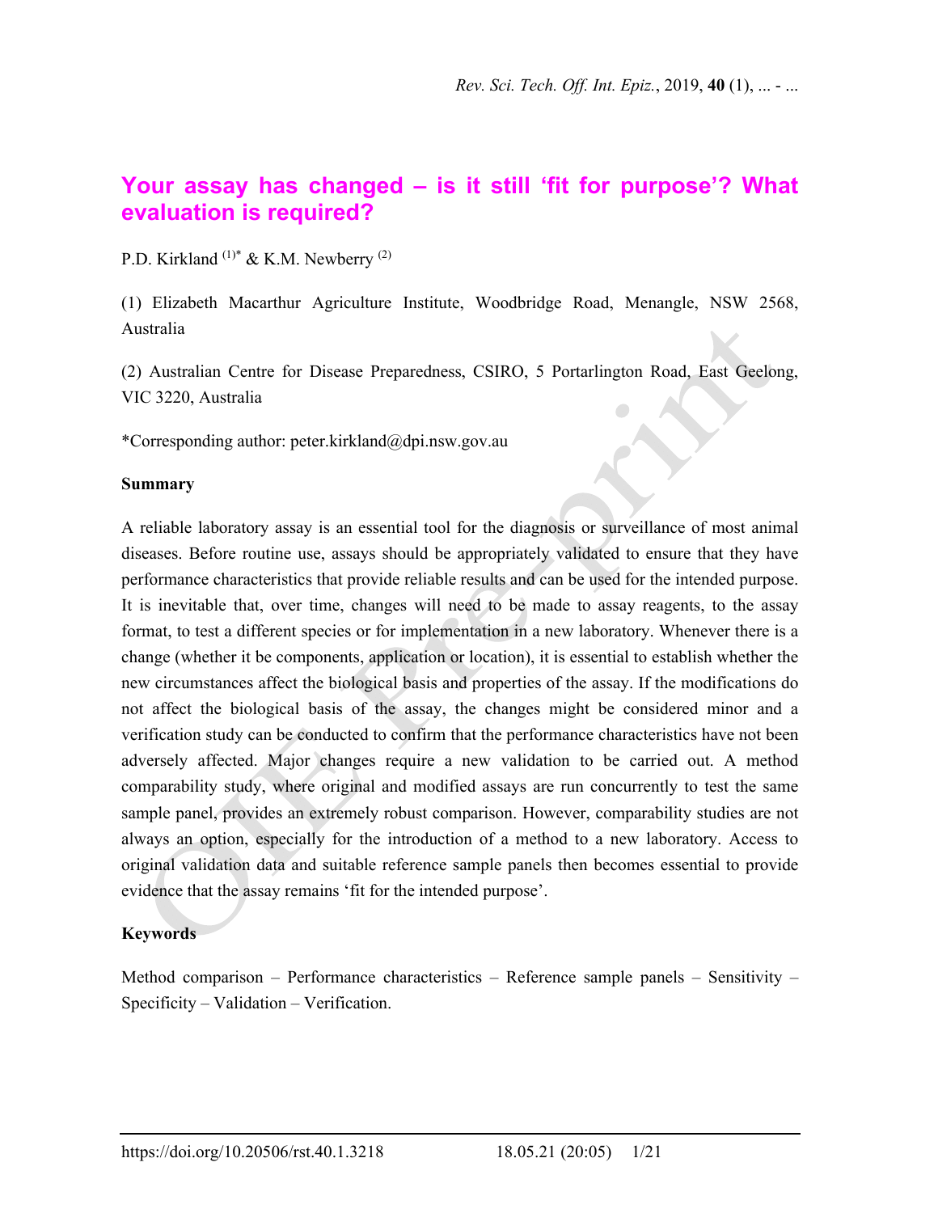# Your assay has changed – is it still 'fit for purpose'? What evaluation is required?

P.D. Kirkland [(1)*] & K.M. Newberry [(2)]

(1) Elizabeth Macarthur Agriculture Institute, Woodbridge Road, Menangle, NSW 2568, Australia

(2) Australian Centre for Disease Preparedness, CSIRO, 5 Portarlington Road, East Geelong, VIC 3220, Australia

*Corresponding author: peter.kirkland@dpi.nsw.gov.au

**Summary**

A reliable laboratory assay is an essential tool for the diagnosis or surveillance of most animal diseases. Before routine use, assays should be appropriately validated to ensure that they have performance characteristics that provide reliable results and can be used for the intended purpose. It is inevitable that, over time, changes will need to be made to assay reagents, to the assay format, to test a different species or for implementation in a new laboratory. Whenever there is a change (whether it be components, application or location), it is essential to establish whether the new circumstances affect the biological basis and properties of the assay. If the modifications do not affect the biological basis of the assay, the changes might be considered minor and a verification study can be conducted to confirm that the performance characteristics have not been adversely affected. Major changes require a new validation to be carried out. A method comparability study, where original and modified assays are run concurrently to test the same sample panel, provides an extremely robust comparison. However, comparability studies are not always an option, especially for the introduction of a method to a new laboratory. Access to original validation data and suitable reference sample panels then becomes essential to provide evidence that the assay remains 'fit for the intended purpose'.

**Keywords**

Method comparison – Performance characteristics – Reference sample panels – Sensitivity – Specificity – Validation – Verification.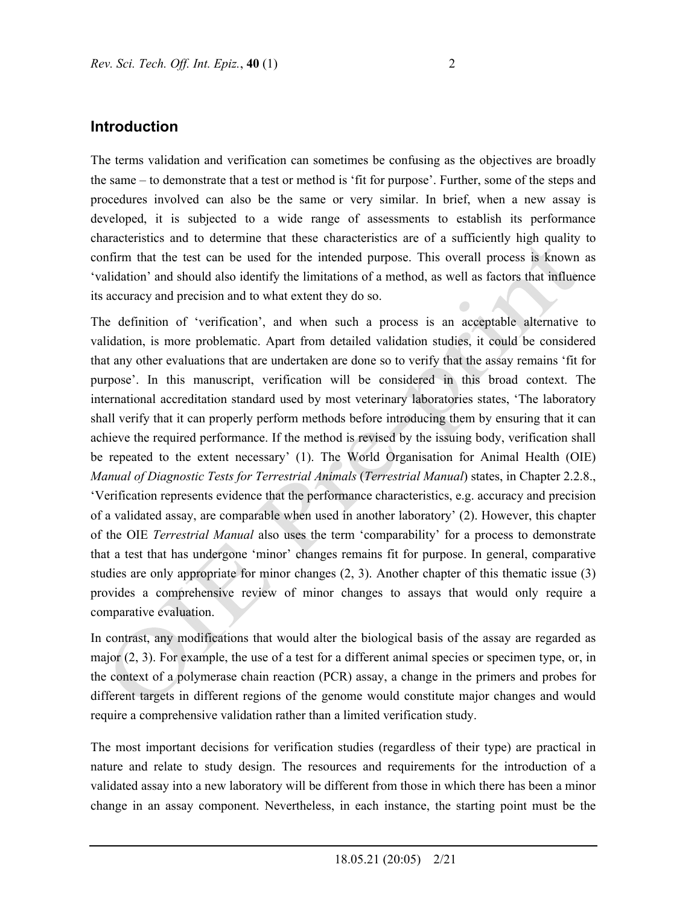## Introduction

The terms validation and verification can sometimes be confusing as the objectives are broadly the same – to demonstrate that a test or method is 'fit for purpose'. Further, some of the steps and procedures involved can also be the same or very similar. In brief, when a new assay is developed, it is subjected to a wide range of assessments to establish its performance characteristics and to determine that these characteristics are of a sufficiently high quality to confirm that the test can be used for the intended purpose. This overall process is known as 'validation' and should also identify the limitations of a method, as well as factors that influence its accuracy and precision and to what extent they do so.

The definition of 'verification', and when such a process is an acceptable alternative to validation, is more problematic. Apart from detailed validation studies, it could be considered that any other evaluations that are undertaken are done so to verify that the assay remains 'fit for purpose'. In this manuscript, verification will be considered in this broad context. The international accreditation standard used by most veterinary laboratories states, 'The laboratory shall verify that it can properly perform methods before introducing them by ensuring that it can achieve the required performance. If the method is revised by the issuing body, verification shall be repeated to the extent necessary' (1). The World Organisation for Animal Health (OIE) *Manual of Diagnostic Tests for Terrestrial Animals* (*Terrestrial Manual*) states, in Chapter 2.2.8., 'Verification represents evidence that the performance characteristics, e.g. accuracy and precision of a validated assay, are comparable when used in another laboratory' (2). However, this chapter of the OIE *Terrestrial Manual* also uses the term 'comparability' for a process to demonstrate that a test that has undergone 'minor' changes remains fit for purpose. In general, comparative studies are only appropriate for minor changes (2, 3). Another chapter of this thematic issue (3) provides a comprehensive review of minor changes to assays that would only require a comparative evaluation.

In contrast, any modifications that would alter the biological basis of the assay are regarded as major (2, 3). For example, the use of a test for a different animal species or specimen type, or, in the context of a polymerase chain reaction (PCR) assay, a change in the primers and probes for different targets in different regions of the genome would constitute major changes and would require a comprehensive validation rather than a limited verification study.

The most important decisions for verification studies (regardless of their type) are practical in nature and relate to study design. The resources and requirements for the introduction of a validated assay into a new laboratory will be different from those in which there has been a minor change in an assay component. Nevertheless, in each instance, the starting point must be the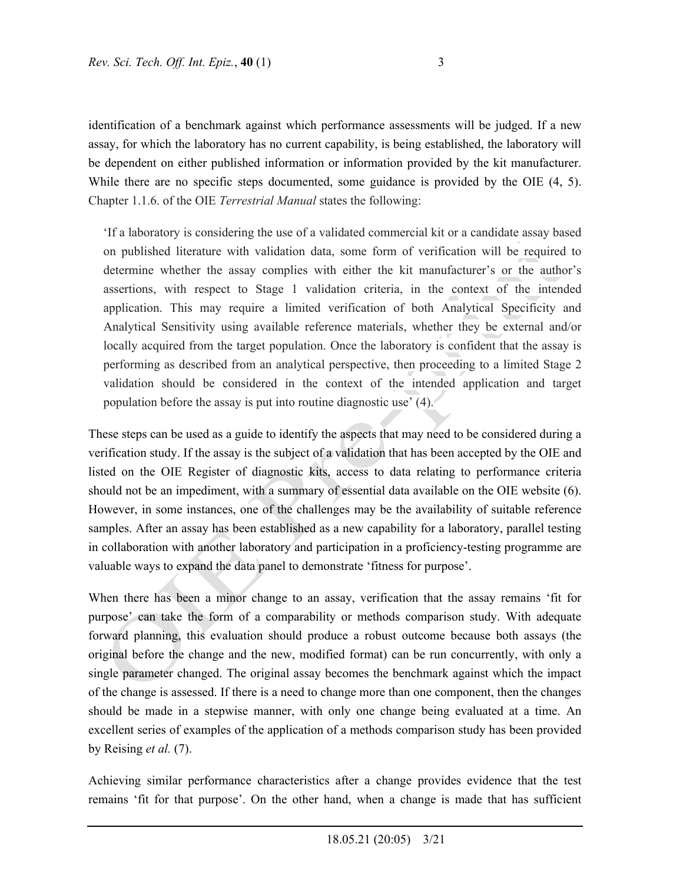identification of a benchmark against which performance assessments will be judged. If a new assay, for which the laboratory has no current capability, is being established, the laboratory will be dependent on either published information or information provided by the kit manufacturer. While there are no specific steps documented, some guidance is provided by the OIE (4, 5). Chapter 1.1.6. of the OIE *Terrestrial Manual* states the following:

> 'If a laboratory is considering the use of a validated commercial kit or a candidate assay based on published literature with validation data, some form of verification will be required to determine whether the assay complies with either the kit manufacturer's or the author's assertions, with respect to Stage 1 validation criteria, in the context of the intended application. This may require a limited verification of both Analytical Specificity and Analytical Sensitivity using available reference materials, whether they be external and/or locally acquired from the target population. Once the laboratory is confident that the assay is performing as described from an analytical perspective, then proceeding to a limited Stage 2 validation should be considered in the context of the intended application and target population before the assay is put into routine diagnostic use' (4).

These steps can be used as a guide to identify the aspects that may need to be considered during a verification study. If the assay is the subject of a validation that has been accepted by the OIE and listed on the OIE Register of diagnostic kits, access to data relating to performance criteria should not be an impediment, with a summary of essential data available on the OIE website (6). However, in some instances, one of the challenges may be the availability of suitable reference samples. After an assay has been established as a new capability for a laboratory, parallel testing in collaboration with another laboratory and participation in a proficiency-testing programme are valuable ways to expand the data panel to demonstrate 'fitness for purpose'.

When there has been a minor change to an assay, verification that the assay remains 'fit for purpose' can take the form of a comparability or methods comparison study. With adequate forward planning, this evaluation should produce a robust outcome because both assays (the original before the change and the new, modified format) can be run concurrently, with only a single parameter changed. The original assay becomes the benchmark against which the impact of the change is assessed. If there is a need to change more than one component, then the changes should be made in a stepwise manner, with only one change being evaluated at a time. An excellent series of examples of the application of a methods comparison study has been provided by Reising *et al.* (7).

Achieving similar performance characteristics after a change provides evidence that the test remains 'fit for that purpose'. On the other hand, when a change is made that has sufficient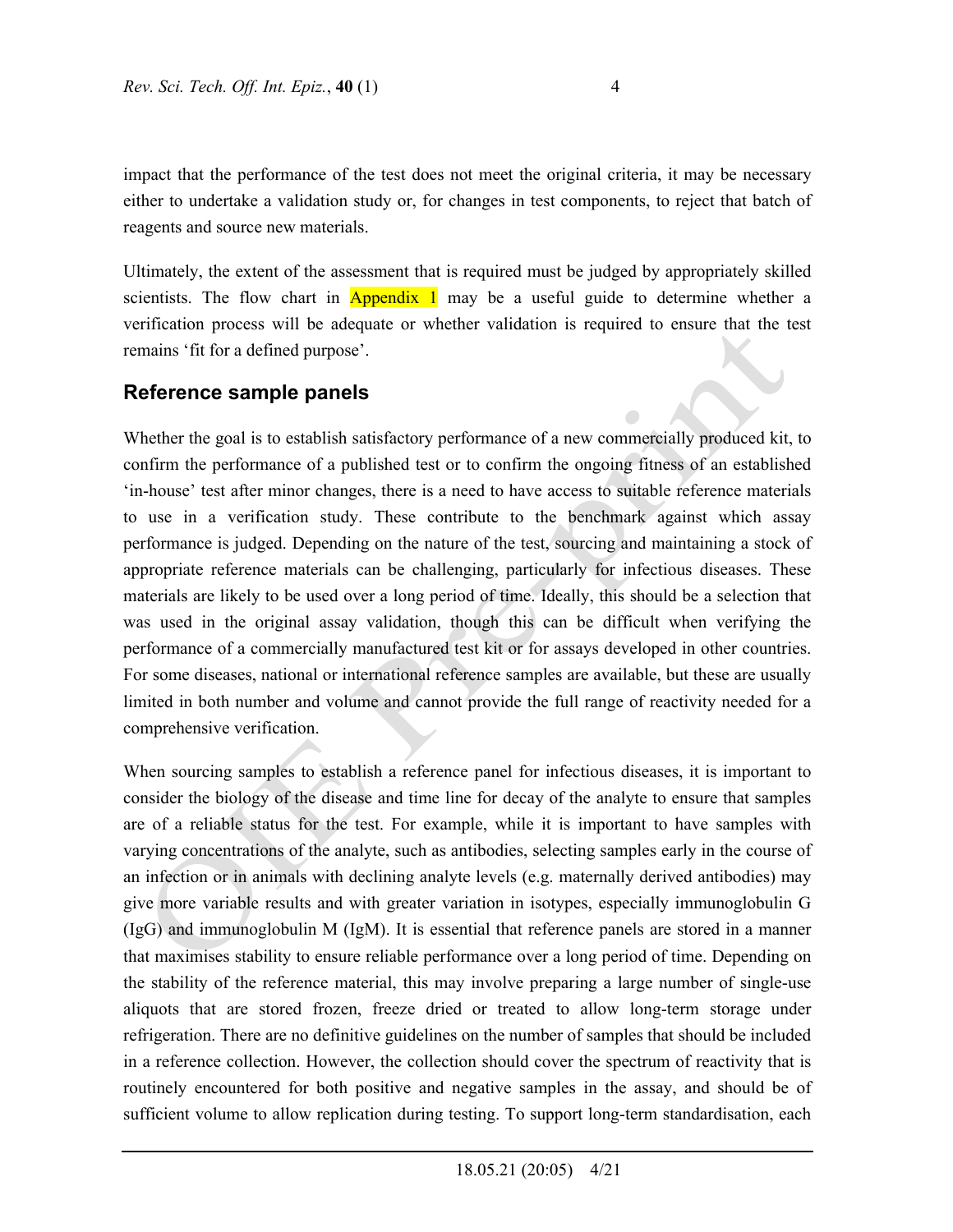impact that the performance of the test does not meet the original criteria, it may be necessary either to undertake a validation study or, for changes in test components, to reject that batch of reagents and source new materials.

Ultimately, the extent of the assessment that is required must be judged by appropriately skilled scientists. The flow chart in Appendix 1 may be a useful guide to determine whether a verification process will be adequate or whether validation is required to ensure that the test remains 'fit for a defined purpose'.

## Reference sample panels

Whether the goal is to establish satisfactory performance of a new commercially produced kit, to confirm the performance of a published test or to confirm the ongoing fitness of an established 'in-house' test after minor changes, there is a need to have access to suitable reference materials to use in a verification study. These contribute to the benchmark against which assay performance is judged. Depending on the nature of the test, sourcing and maintaining a stock of appropriate reference materials can be challenging, particularly for infectious diseases. These materials are likely to be used over a long period of time. Ideally, this should be a selection that was used in the original assay validation, though this can be difficult when verifying the performance of a commercially manufactured test kit or for assays developed in other countries. For some diseases, national or international reference samples are available, but these are usually limited in both number and volume and cannot provide the full range of reactivity needed for a comprehensive verification.

When sourcing samples to establish a reference panel for infectious diseases, it is important to consider the biology of the disease and time line for decay of the analyte to ensure that samples are of a reliable status for the test. For example, while it is important to have samples with varying concentrations of the analyte, such as antibodies, selecting samples early in the course of an infection or in animals with declining analyte levels (e.g. maternally derived antibodies) may give more variable results and with greater variation in isotypes, especially immunoglobulin G (IgG) and immunoglobulin M (IgM). It is essential that reference panels are stored in a manner that maximises stability to ensure reliable performance over a long period of time. Depending on the stability of the reference material, this may involve preparing a large number of single-use aliquots that are stored frozen, freeze dried or treated to allow long-term storage under refrigeration. There are no definitive guidelines on the number of samples that should be included in a reference collection. However, the collection should cover the spectrum of reactivity that is routinely encountered for both positive and negative samples in the assay, and should be of sufficient volume to allow replication during testing. To support long-term standardisation, each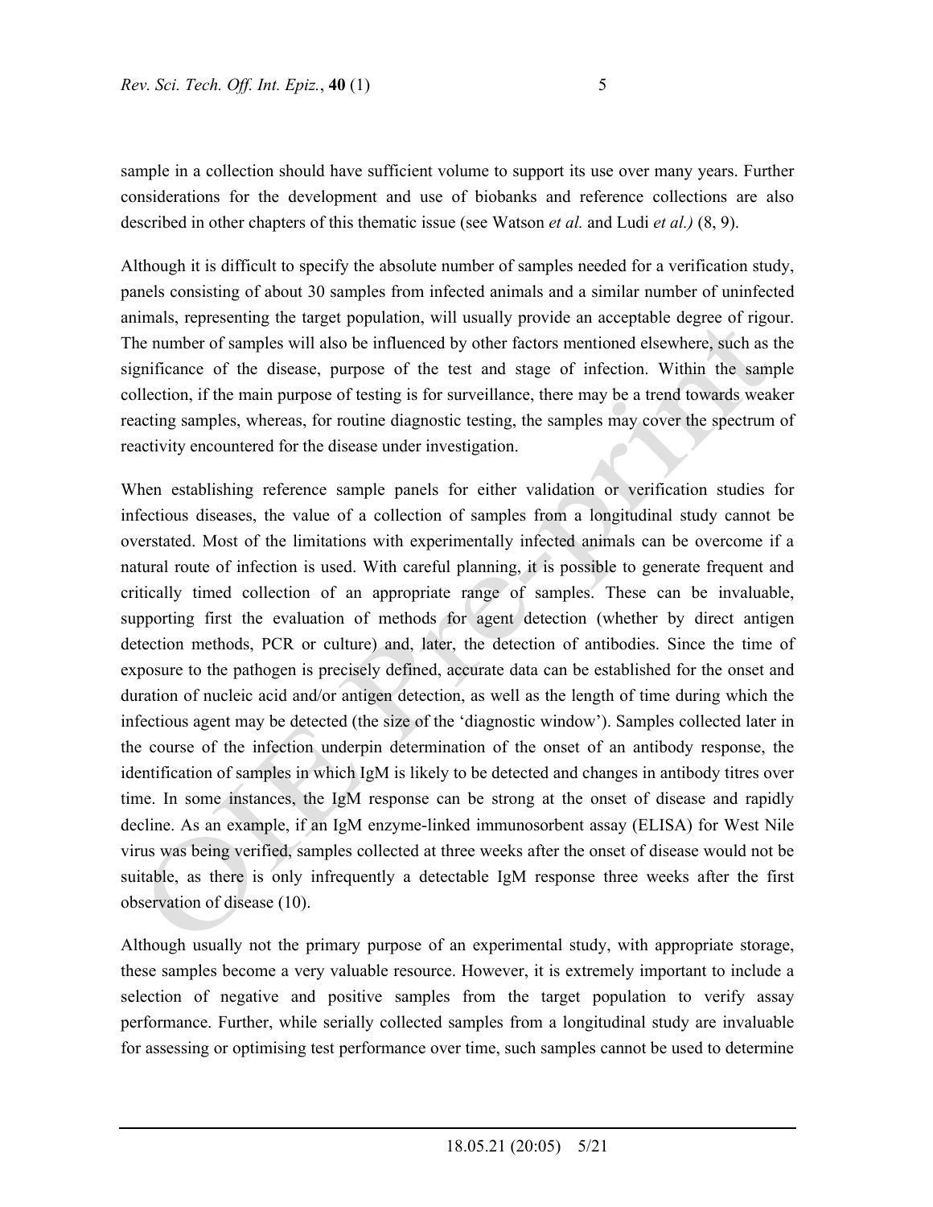sample in a collection should have sufficient volume to support its use over many years. Further considerations for the development and use of biobanks and reference collections are also described in other chapters of this thematic issue (see Watson *et al.* and Ludi *et al.)* (8, 9).

Although it is difficult to specify the absolute number of samples needed for a verification study, panels consisting of about 30 samples from infected animals and a similar number of uninfected animals, representing the target population, will usually provide an acceptable degree of rigour. The number of samples will also be influenced by other factors mentioned elsewhere, such as the significance of the disease, purpose of the test and stage of infection. Within the sample collection, if the main purpose of testing is for surveillance, there may be a trend towards weaker reacting samples, whereas, for routine diagnostic testing, the samples may cover the spectrum of reactivity encountered for the disease under investigation.

When establishing reference sample panels for either validation or verification studies for infectious diseases, the value of a collection of samples from a longitudinal study cannot be overstated. Most of the limitations with experimentally infected animals can be overcome if a natural route of infection is used. With careful planning, it is possible to generate frequent and critically timed collection of an appropriate range of samples. These can be invaluable, supporting first the evaluation of methods for agent detection (whether by direct antigen detection methods, PCR or culture) and, later, the detection of antibodies. Since the time of exposure to the pathogen is precisely defined, accurate data can be established for the onset and duration of nucleic acid and/or antigen detection, as well as the length of time during which the infectious agent may be detected (the size of the 'diagnostic window'). Samples collected later in the course of the infection underpin determination of the onset of an antibody response, the identification of samples in which IgM is likely to be detected and changes in antibody titres over time. In some instances, the IgM response can be strong at the onset of disease and rapidly decline. As an example, if an IgM enzyme-linked immunosorbent assay (ELISA) for West Nile virus was being verified, samples collected at three weeks after the onset of disease would not be suitable, as there is only infrequently a detectable IgM response three weeks after the first observation of disease (10).

Although usually not the primary purpose of an experimental study, with appropriate storage, these samples become a very valuable resource. However, it is extremely important to include a selection of negative and positive samples from the target population to verify assay performance. Further, while serially collected samples from a longitudinal study are invaluable for assessing or optimising test performance over time, such samples cannot be used to determine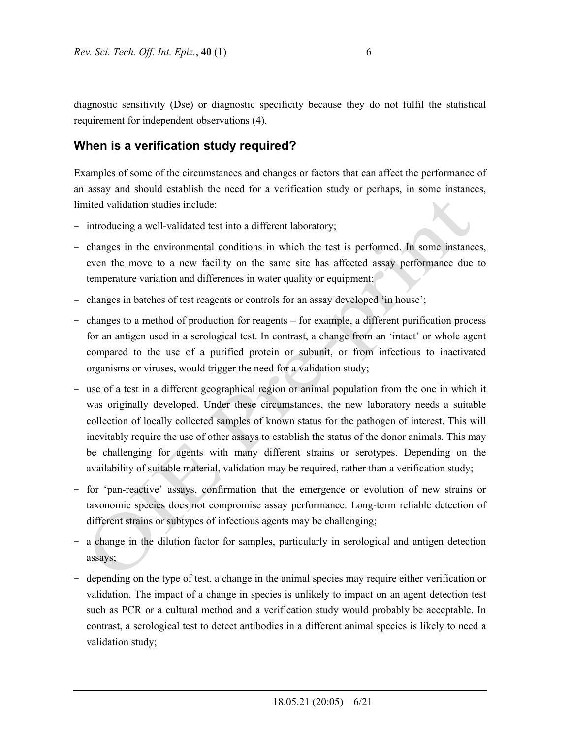diagnostic sensitivity (Dse) or diagnostic specificity because they do not fulfil the statistical requirement for independent observations (4).

## When is a verification study required?

Examples of some of the circumstances and changes or factors that can affect the performance of an assay and should establish the need for a verification study or perhaps, in some instances, limited validation studies include:

- introducing a well-validated test into a different laboratory;
- changes in the environmental conditions in which the test is performed. In some instances, even the move to a new facility on the same site has affected assay performance due to temperature variation and differences in water quality or equipment;
- changes in batches of test reagents or controls for an assay developed 'in house';
- changes to a method of production for reagents – for example, a different purification process for an antigen used in a serological test. In contrast, a change from an 'intact' or whole agent compared to the use of a purified protein or subunit, or from infectious to inactivated organisms or viruses, would trigger the need for a validation study;
- use of a test in a different geographical region or animal population from the one in which it was originally developed. Under these circumstances, the new laboratory needs a suitable collection of locally collected samples of known status for the pathogen of interest. This will inevitably require the use of other assays to establish the status of the donor animals. This may be challenging for agents with many different strains or serotypes. Depending on the availability of suitable material, validation may be required, rather than a verification study;
- for 'pan-reactive' assays, confirmation that the emergence or evolution of new strains or taxonomic species does not compromise assay performance. Long-term reliable detection of different strains or subtypes of infectious agents may be challenging;
- a change in the dilution factor for samples, particularly in serological and antigen detection assays;
- depending on the type of test, a change in the animal species may require either verification or validation. The impact of a change in species is unlikely to impact on an agent detection test such as PCR or a cultural method and a verification study would probably be acceptable. In contrast, a serological test to detect antibodies in a different animal species is likely to need a validation study;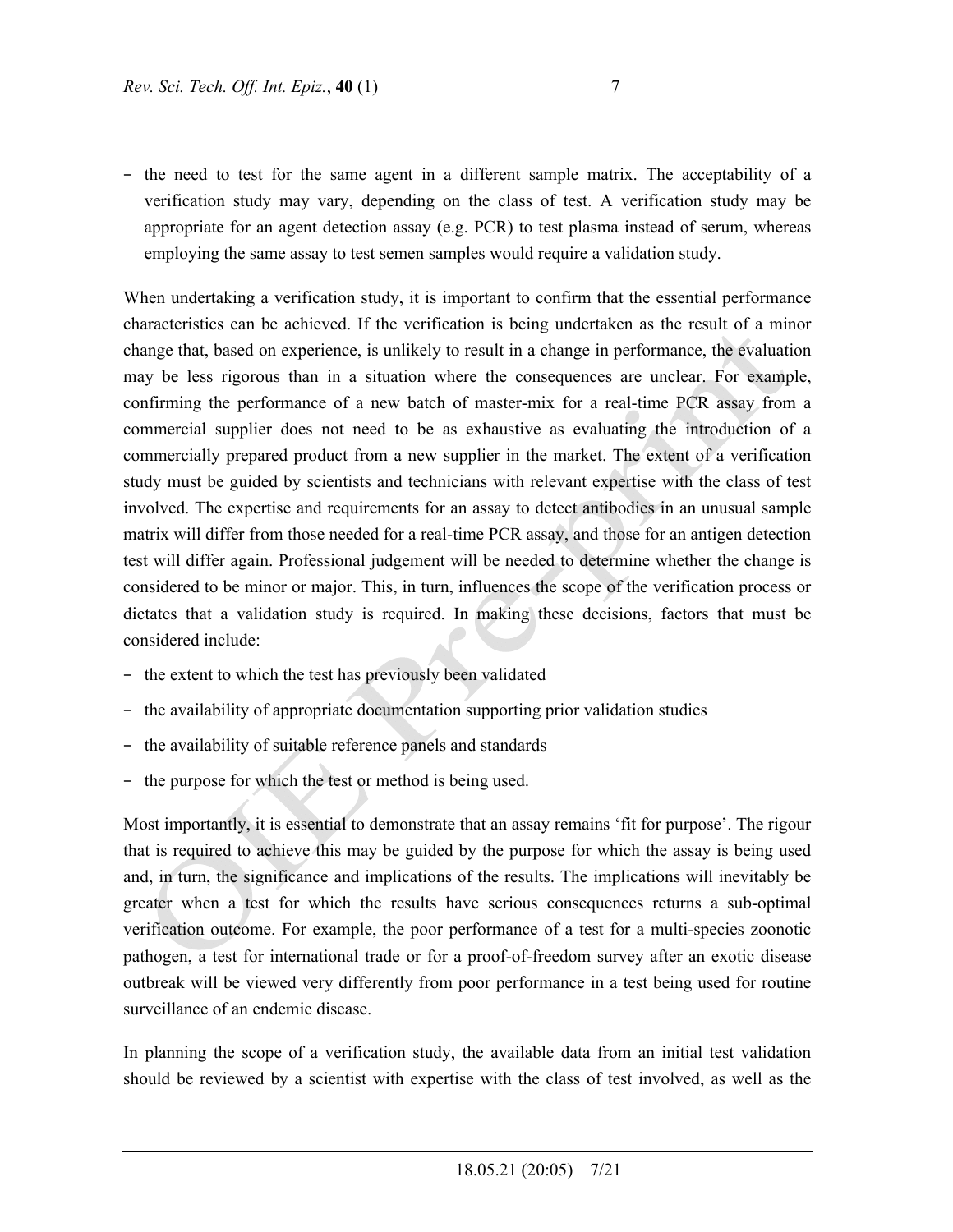- the need to test for the same agent in a different sample matrix. The acceptability of a verification study may vary, depending on the class of test. A verification study may be appropriate for an agent detection assay (e.g. PCR) to test plasma instead of serum, whereas employing the same assay to test semen samples would require a validation study.

When undertaking a verification study, it is important to confirm that the essential performance characteristics can be achieved. If the verification is being undertaken as the result of a minor change that, based on experience, is unlikely to result in a change in performance, the evaluation may be less rigorous than in a situation where the consequences are unclear. For example, confirming the performance of a new batch of master-mix for a real-time PCR assay from a commercial supplier does not need to be as exhaustive as evaluating the introduction of a commercially prepared product from a new supplier in the market. The extent of a verification study must be guided by scientists and technicians with relevant expertise with the class of test involved. The expertise and requirements for an assay to detect antibodies in an unusual sample matrix will differ from those needed for a real-time PCR assay, and those for an antigen detection test will differ again. Professional judgement will be needed to determine whether the change is considered to be minor or major. This, in turn, influences the scope of the verification process or dictates that a validation study is required. In making these decisions, factors that must be considered include:

- the extent to which the test has previously been validated
- the availability of appropriate documentation supporting prior validation studies
- the availability of suitable reference panels and standards
- the purpose for which the test or method is being used.

Most importantly, it is essential to demonstrate that an assay remains 'fit for purpose'. The rigour that is required to achieve this may be guided by the purpose for which the assay is being used and, in turn, the significance and implications of the results. The implications will inevitably be greater when a test for which the results have serious consequences returns a sub-optimal verification outcome. For example, the poor performance of a test for a multi-species zoonotic pathogen, a test for international trade or for a proof-of-freedom survey after an exotic disease outbreak will be viewed very differently from poor performance in a test being used for routine surveillance of an endemic disease.

In planning the scope of a verification study, the available data from an initial test validation should be reviewed by a scientist with expertise with the class of test involved, as well as the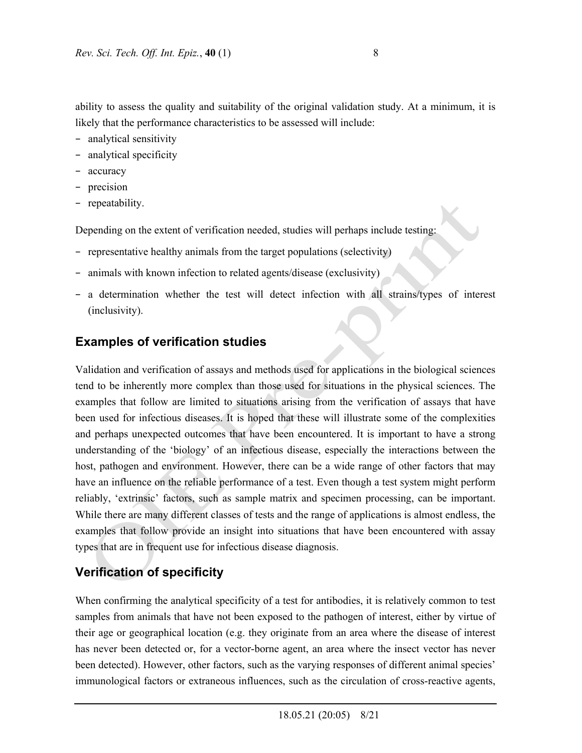ability to assess the quality and suitability of the original validation study. At a minimum, it is likely that the performance characteristics to be assessed will include:

- analytical sensitivity
- analytical specificity
- accuracy
- precision
- repeatability.

Depending on the extent of verification needed, studies will perhaps include testing:

- representative healthy animals from the target populations (selectivity)
- animals with known infection to related agents/disease (exclusivity)
- a determination whether the test will detect infection with all strains/types of interest (inclusivity).

## Examples of verification studies

Validation and verification of assays and methods used for applications in the biological sciences tend to be inherently more complex than those used for situations in the physical sciences. The examples that follow are limited to situations arising from the verification of assays that have been used for infectious diseases. It is hoped that these will illustrate some of the complexities and perhaps unexpected outcomes that have been encountered. It is important to have a strong understanding of the 'biology' of an infectious disease, especially the interactions between the host, pathogen and environment. However, there can be a wide range of other factors that may have an influence on the reliable performance of a test. Even though a test system might perform reliably, 'extrinsic' factors, such as sample matrix and specimen processing, can be important. While there are many different classes of tests and the range of applications is almost endless, the examples that follow provide an insight into situations that have been encountered with assay types that are in frequent use for infectious disease diagnosis.

## Verification of specificity

When confirming the analytical specificity of a test for antibodies, it is relatively common to test samples from animals that have not been exposed to the pathogen of interest, either by virtue of their age or geographical location (e.g. they originate from an area where the disease of interest has never been detected or, for a vector-borne agent, an area where the insect vector has never been detected). However, other factors, such as the varying responses of different animal species' immunological factors or extraneous influences, such as the circulation of cross-reactive agents,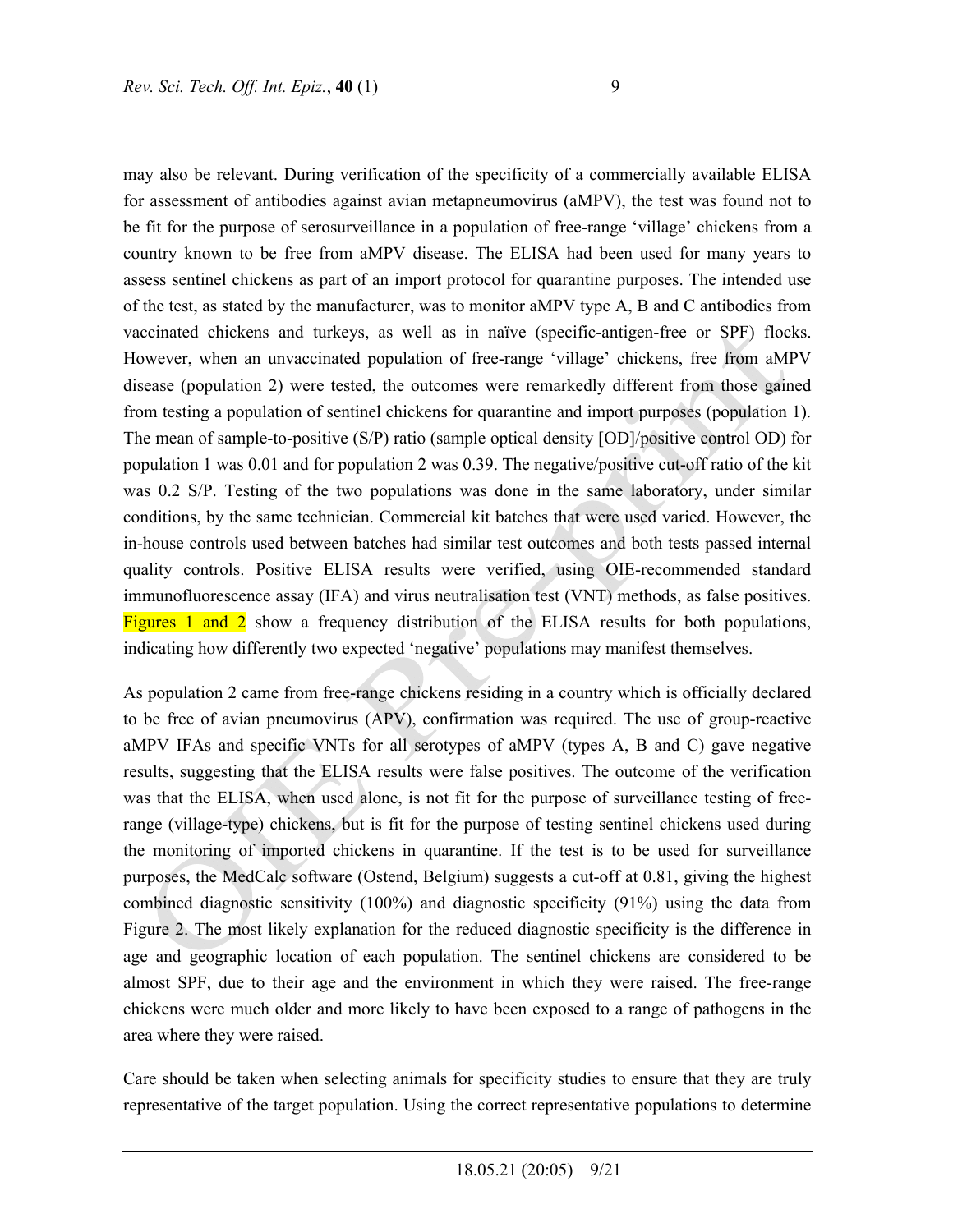may also be relevant. During verification of the specificity of a commercially available ELISA for assessment of antibodies against avian metapneumovirus (aMPV), the test was found not to be fit for the purpose of serosurveillance in a population of free-range 'village' chickens from a country known to be free from aMPV disease. The ELISA had been used for many years to assess sentinel chickens as part of an import protocol for quarantine purposes. The intended use of the test, as stated by the manufacturer, was to monitor aMPV type A, B and C antibodies from vaccinated chickens and turkeys, as well as in naïve (specific-antigen-free or SPF) flocks. However, when an unvaccinated population of free-range 'village' chickens, free from aMPV disease (population 2) were tested, the outcomes were remarkedly different from those gained from testing a population of sentinel chickens for quarantine and import purposes (population 1). The mean of sample-to-positive (S/P) ratio (sample optical density [OD]/positive control OD) for population 1 was 0.01 and for population 2 was 0.39. The negative/positive cut-off ratio of the kit was 0.2 S/P. Testing of the two populations was done in the same laboratory, under similar conditions, by the same technician. Commercial kit batches that were used varied. However, the in-house controls used between batches had similar test outcomes and both tests passed internal quality controls. Positive ELISA results were verified, using OIE-recommended standard immunofluorescence assay (IFA) and virus neutralisation test (VNT) methods, as false positives. Figures 1 and 2 show a frequency distribution of the ELISA results for both populations, indicating how differently two expected 'negative' populations may manifest themselves.

As population 2 came from free-range chickens residing in a country which is officially declared to be free of avian pneumovirus (APV), confirmation was required. The use of group-reactive aMPV IFAs and specific VNTs for all serotypes of aMPV (types A, B and C) gave negative results, suggesting that the ELISA results were false positives. The outcome of the verification was that the ELISA, when used alone, is not fit for the purpose of surveillance testing of free-range (village-type) chickens, but is fit for the purpose of testing sentinel chickens used during the monitoring of imported chickens in quarantine. If the test is to be used for surveillance purposes, the MedCalc software (Ostend, Belgium) suggests a cut-off at 0.81, giving the highest combined diagnostic sensitivity (100%) and diagnostic specificity (91%) using the data from Figure 2. The most likely explanation for the reduced diagnostic specificity is the difference in age and geographic location of each population. The sentinel chickens are considered to be almost SPF, due to their age and the environment in which they were raised. The free-range chickens were much older and more likely to have been exposed to a range of pathogens in the area where they were raised.

Care should be taken when selecting animals for specificity studies to ensure that they are truly representative of the target population. Using the correct representative populations to determine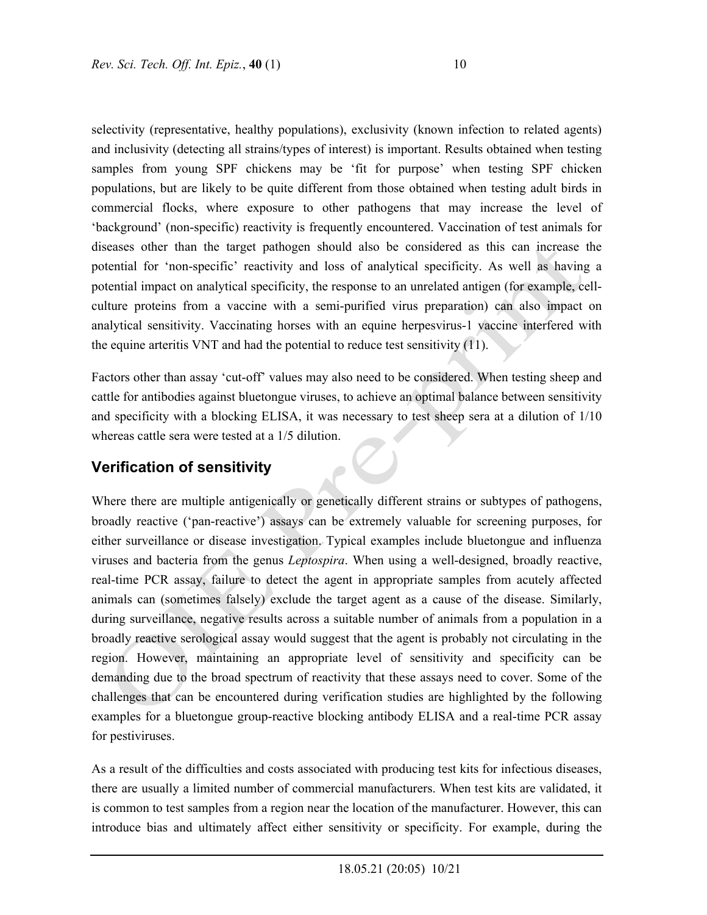selectivity (representative, healthy populations), exclusivity (known infection to related agents) and inclusivity (detecting all strains/types of interest) is important. Results obtained when testing samples from young SPF chickens may be 'fit for purpose' when testing SPF chicken populations, but are likely to be quite different from those obtained when testing adult birds in commercial flocks, where exposure to other pathogens that may increase the level of 'background' (non-specific) reactivity is frequently encountered. Vaccination of test animals for diseases other than the target pathogen should also be considered as this can increase the potential for 'non-specific' reactivity and loss of analytical specificity. As well as having a potential impact on analytical specificity, the response to an unrelated antigen (for example, cell-culture proteins from a vaccine with a semi-purified virus preparation) can also impact on analytical sensitivity. Vaccinating horses with an equine herpesvirus-1 vaccine interfered with the equine arteritis VNT and had the potential to reduce test sensitivity (11).

Factors other than assay 'cut-off' values may also need to be considered. When testing sheep and cattle for antibodies against bluetongue viruses, to achieve an optimal balance between sensitivity and specificity with a blocking ELISA, it was necessary to test sheep sera at a dilution of 1/10 whereas cattle sera were tested at a 1/5 dilution.

## Verification of sensitivity

Where there are multiple antigenically or genetically different strains or subtypes of pathogens, broadly reactive ('pan-reactive') assays can be extremely valuable for screening purposes, for either surveillance or disease investigation. Typical examples include bluetongue and influenza viruses and bacteria from the genus *Leptospira*. When using a well-designed, broadly reactive, real-time PCR assay, failure to detect the agent in appropriate samples from acutely affected animals can (sometimes falsely) exclude the target agent as a cause of the disease. Similarly, during surveillance, negative results across a suitable number of animals from a population in a broadly reactive serological assay would suggest that the agent is probably not circulating in the region. However, maintaining an appropriate level of sensitivity and specificity can be demanding due to the broad spectrum of reactivity that these assays need to cover. Some of the challenges that can be encountered during verification studies are highlighted by the following examples for a bluetongue group-reactive blocking antibody ELISA and a real-time PCR assay for pestiviruses.

As a result of the difficulties and costs associated with producing test kits for infectious diseases, there are usually a limited number of commercial manufacturers. When test kits are validated, it is common to test samples from a region near the location of the manufacturer. However, this can introduce bias and ultimately affect either sensitivity or specificity. For example, during the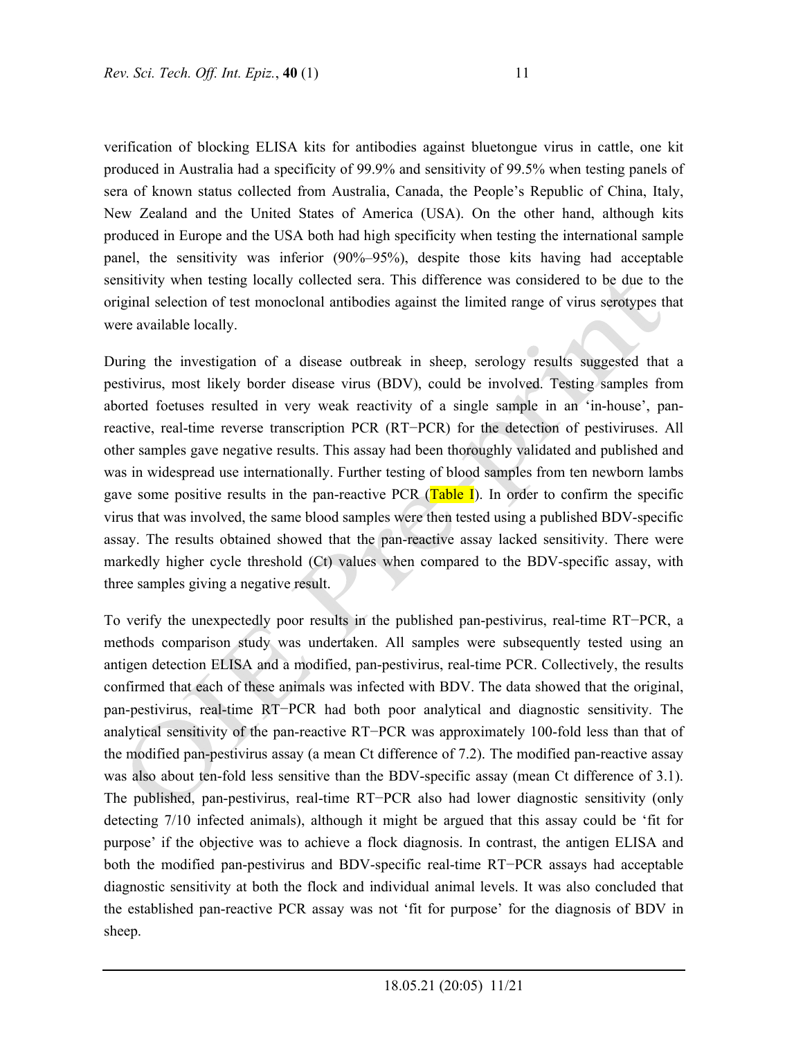verification of blocking ELISA kits for antibodies against bluetongue virus in cattle, one kit produced in Australia had a specificity of 99.9% and sensitivity of 99.5% when testing panels of sera of known status collected from Australia, Canada, the People's Republic of China, Italy, New Zealand and the United States of America (USA). On the other hand, although kits produced in Europe and the USA both had high specificity when testing the international sample panel, the sensitivity was inferior (90%–95%), despite those kits having had acceptable sensitivity when testing locally collected sera. This difference was considered to be due to the original selection of test monoclonal antibodies against the limited range of virus serotypes that were available locally.

During the investigation of a disease outbreak in sheep, serology results suggested that a pestivirus, most likely border disease virus (BDV), could be involved. Testing samples from aborted foetuses resulted in very weak reactivity of a single sample in an 'in-house', pan-reactive, real-time reverse transcription PCR (RT−PCR) for the detection of pestiviruses. All other samples gave negative results. This assay had been thoroughly validated and published and was in widespread use internationally. Further testing of blood samples from ten newborn lambs gave some positive results in the pan-reactive PCR (Table I). In order to confirm the specific virus that was involved, the same blood samples were then tested using a published BDV-specific assay. The results obtained showed that the pan-reactive assay lacked sensitivity. There were markedly higher cycle threshold (Ct) values when compared to the BDV-specific assay, with three samples giving a negative result.

To verify the unexpectedly poor results in the published pan-pestivirus, real-time RT−PCR, a methods comparison study was undertaken. All samples were subsequently tested using an antigen detection ELISA and a modified, pan-pestivirus, real-time PCR. Collectively, the results confirmed that each of these animals was infected with BDV. The data showed that the original, pan-pestivirus, real-time RT−PCR had both poor analytical and diagnostic sensitivity. The analytical sensitivity of the pan-reactive RT−PCR was approximately 100-fold less than that of the modified pan-pestivirus assay (a mean Ct difference of 7.2). The modified pan-reactive assay was also about ten-fold less sensitive than the BDV-specific assay (mean Ct difference of 3.1). The published, pan-pestivirus, real-time RT−PCR also had lower diagnostic sensitivity (only detecting 7/10 infected animals), although it might be argued that this assay could be 'fit for purpose' if the objective was to achieve a flock diagnosis. In contrast, the antigen ELISA and both the modified pan-pestivirus and BDV-specific real-time RT−PCR assays had acceptable diagnostic sensitivity at both the flock and individual animal levels. It was also concluded that the established pan-reactive PCR assay was not 'fit for purpose' for the diagnosis of BDV in sheep.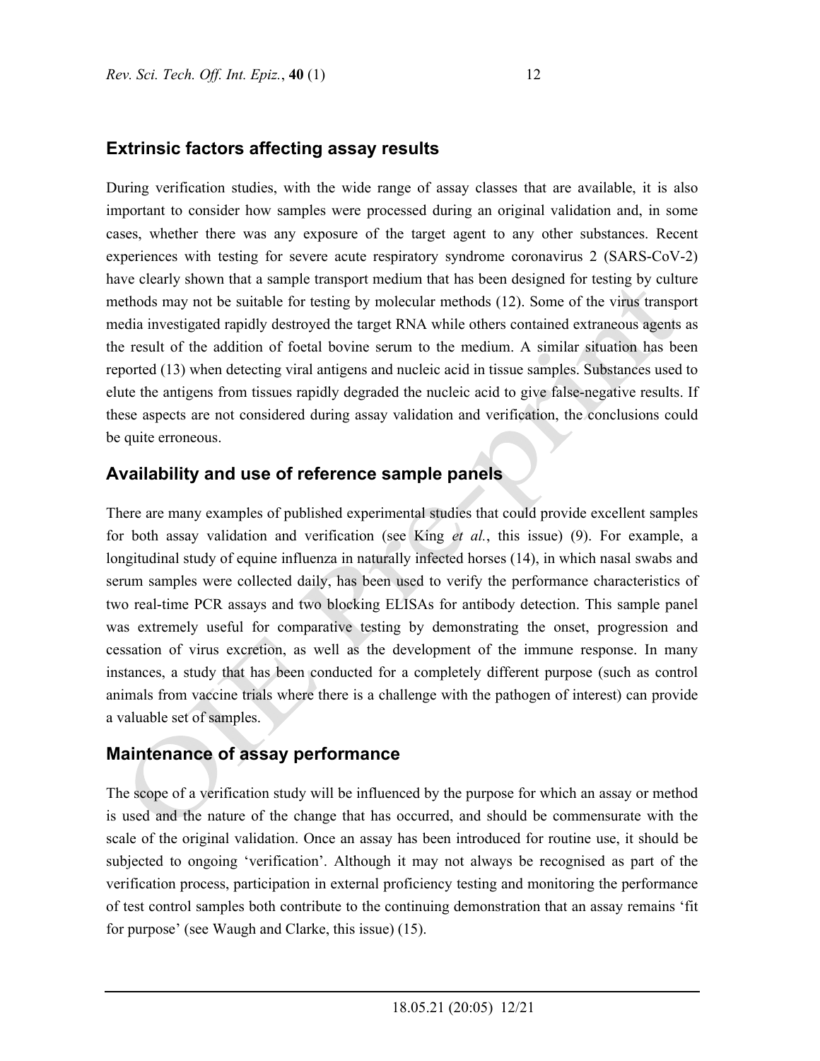## Extrinsic factors affecting assay results

During verification studies, with the wide range of assay classes that are available, it is also important to consider how samples were processed during an original validation and, in some cases, whether there was any exposure of the target agent to any other substances. Recent experiences with testing for severe acute respiratory syndrome coronavirus 2 (SARS-CoV-2) have clearly shown that a sample transport medium that has been designed for testing by culture methods may not be suitable for testing by molecular methods (12). Some of the virus transport media investigated rapidly destroyed the target RNA while others contained extraneous agents as the result of the addition of foetal bovine serum to the medium. A similar situation has been reported (13) when detecting viral antigens and nucleic acid in tissue samples. Substances used to elute the antigens from tissues rapidly degraded the nucleic acid to give false-negative results. If these aspects are not considered during assay validation and verification, the conclusions could be quite erroneous.

## Availability and use of reference sample panels

There are many examples of published experimental studies that could provide excellent samples for both assay validation and verification (see King *et al.*, this issue) (9). For example, a longitudinal study of equine influenza in naturally infected horses (14), in which nasal swabs and serum samples were collected daily, has been used to verify the performance characteristics of two real-time PCR assays and two blocking ELISAs for antibody detection. This sample panel was extremely useful for comparative testing by demonstrating the onset, progression and cessation of virus excretion, as well as the development of the immune response. In many instances, a study that has been conducted for a completely different purpose (such as control animals from vaccine trials where there is a challenge with the pathogen of interest) can provide a valuable set of samples.

## Maintenance of assay performance

The scope of a verification study will be influenced by the purpose for which an assay or method is used and the nature of the change that has occurred, and should be commensurate with the scale of the original validation. Once an assay has been introduced for routine use, it should be subjected to ongoing 'verification'. Although it may not always be recognised as part of the verification process, participation in external proficiency testing and monitoring the performance of test control samples both contribute to the continuing demonstration that an assay remains 'fit for purpose' (see Waugh and Clarke, this issue) (15).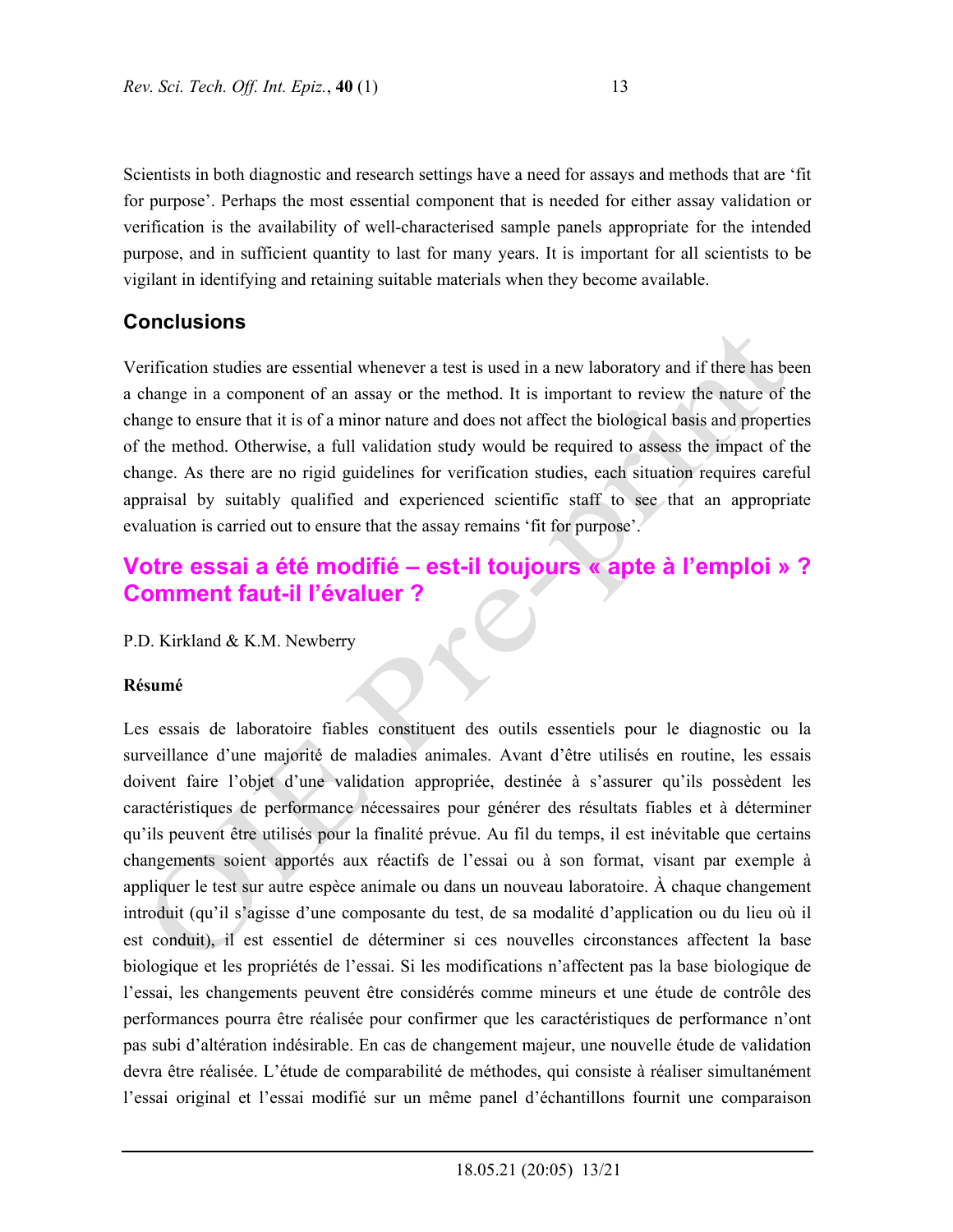Scientists in both diagnostic and research settings have a need for assays and methods that are 'fit for purpose'. Perhaps the most essential component that is needed for either assay validation or verification is the availability of well-characterised sample panels appropriate for the intended purpose, and in sufficient quantity to last for many years. It is important for all scientists to be vigilant in identifying and retaining suitable materials when they become available.

## Conclusions

Verification studies are essential whenever a test is used in a new laboratory and if there has been a change in a component of an assay or the method. It is important to review the nature of the change to ensure that it is of a minor nature and does not affect the biological basis and properties of the method. Otherwise, a full validation study would be required to assess the impact of the change. As there are no rigid guidelines for verification studies, each situation requires careful appraisal by suitably qualified and experienced scientific staff to see that an appropriate evaluation is carried out to ensure that the assay remains 'fit for purpose'.

# Votre essai a été modifié – est-il toujours « apte à l'emploi » ? Comment faut-il l'évaluer ?

P.D. Kirkland & K.M. Newberry

**Résumé**

Les essais de laboratoire fiables constituent des outils essentiels pour le diagnostic ou la surveillance d'une majorité de maladies animales. Avant d'être utilisés en routine, les essais doivent faire l'objet d'une validation appropriée, destinée à s'assurer qu'ils possèdent les caractéristiques de performance nécessaires pour générer des résultats fiables et à déterminer qu'ils peuvent être utilisés pour la finalité prévue. Au fil du temps, il est inévitable que certains changements soient apportés aux réactifs de l'essai ou à son format, visant par exemple à appliquer le test sur autre espèce animale ou dans un nouveau laboratoire. À chaque changement introduit (qu'il s'agisse d'une composante du test, de sa modalité d'application ou du lieu où il est conduit), il est essentiel de déterminer si ces nouvelles circonstances affectent la base biologique et les propriétés de l'essai. Si les modifications n'affectent pas la base biologique de l'essai, les changements peuvent être considérés comme mineurs et une étude de contrôle des performances pourra être réalisée pour confirmer que les caractéristiques de performance n'ont pas subi d'altération indésirable. En cas de changement majeur, une nouvelle étude de validation devra être réalisée. L'étude de comparabilité de méthodes, qui consiste à réaliser simultanément l'essai original et l'essai modifié sur un même panel d'échantillons fournit une comparaison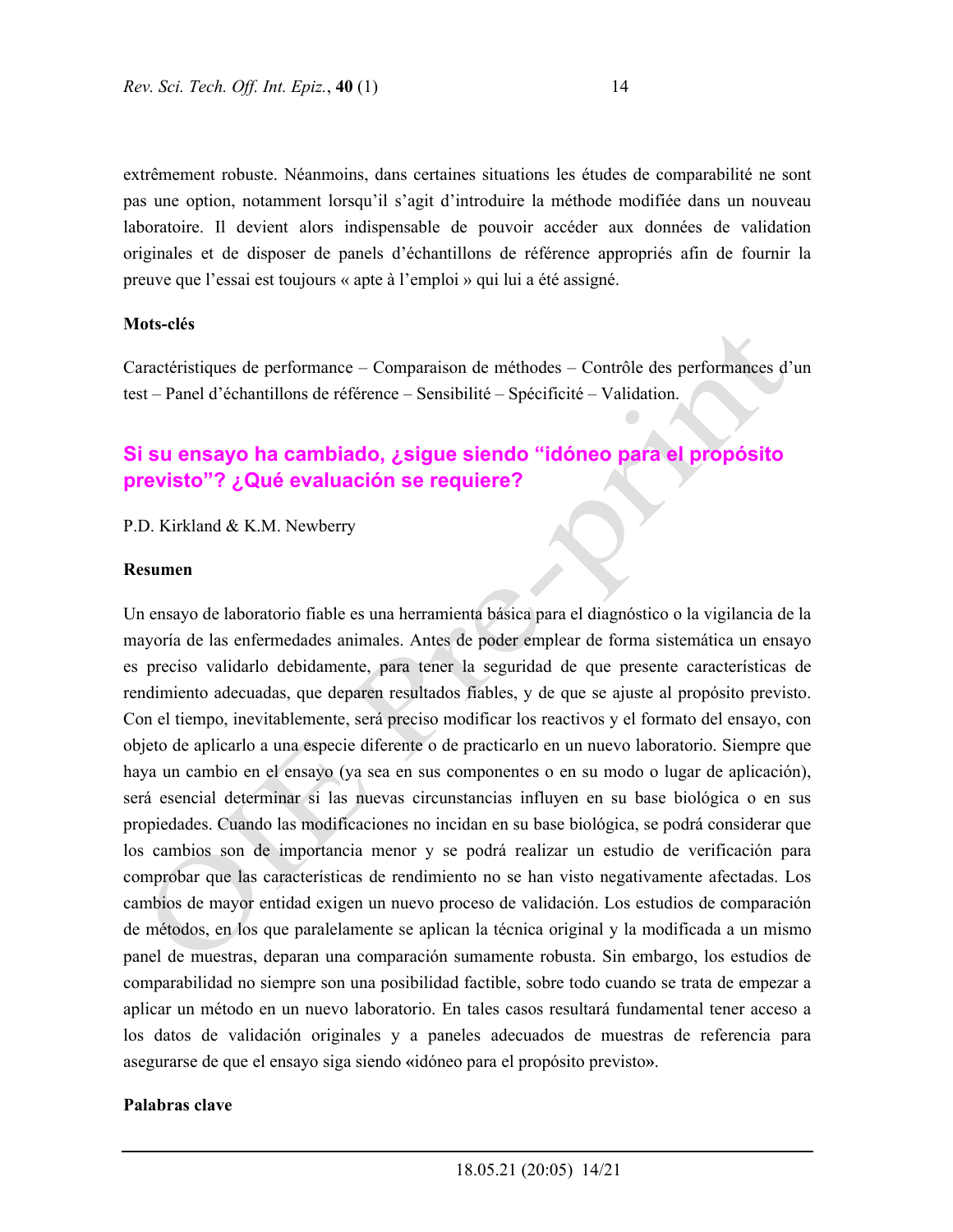extrêmement robuste. Néanmoins, dans certaines situations les études de comparabilité ne sont pas une option, notamment lorsqu'il s'agit d'introduire la méthode modifiée dans un nouveau laboratoire. Il devient alors indispensable de pouvoir accéder aux données de validation originales et de disposer de panels d'échantillons de référence appropriés afin de fournir la preuve que l'essai est toujours « apte à l'emploi » qui lui a été assigné.

**Mots-clés**

Caractéristiques de performance – Comparaison de méthodes – Contrôle des performances d'un test – Panel d'échantillons de référence – Sensibilité – Spécificité – Validation.

## Si su ensayo ha cambiado, ¿sigue siendo "idóneo para el propósito previsto"? ¿Qué evaluación se requiere?

P.D. Kirkland & K.M. Newberry

**Resumen**

Un ensayo de laboratorio fiable es una herramienta básica para el diagnóstico o la vigilancia de la mayoría de las enfermedades animales. Antes de poder emplear de forma sistemática un ensayo es preciso validarlo debidamente, para tener la seguridad de que presente características de rendimiento adecuadas, que deparen resultados fiables, y de que se ajuste al propósito previsto. Con el tiempo, inevitablemente, será preciso modificar los reactivos y el formato del ensayo, con objeto de aplicarlo a una especie diferente o de practicarlo en un nuevo laboratorio. Siempre que haya un cambio en el ensayo (ya sea en sus componentes o en su modo o lugar de aplicación), será esencial determinar si las nuevas circunstancias influyen en su base biológica o en sus propiedades. Cuando las modificaciones no incidan en su base biológica, se podrá considerar que los cambios son de importancia menor y se podrá realizar un estudio de verificación para comprobar que las características de rendimiento no se han visto negativamente afectadas. Los cambios de mayor entidad exigen un nuevo proceso de validación. Los estudios de comparación de métodos, en los que paralelamente se aplican la técnica original y la modificada a un mismo panel de muestras, deparan una comparación sumamente robusta. Sin embargo, los estudios de comparabilidad no siempre son una posibilidad factible, sobre todo cuando se trata de empezar a aplicar un método en un nuevo laboratorio. En tales casos resultará fundamental tener acceso a los datos de validación originales y a paneles adecuados de muestras de referencia para asegurarse de que el ensayo siga siendo «idóneo para el propósito previsto».

**Palabras clave**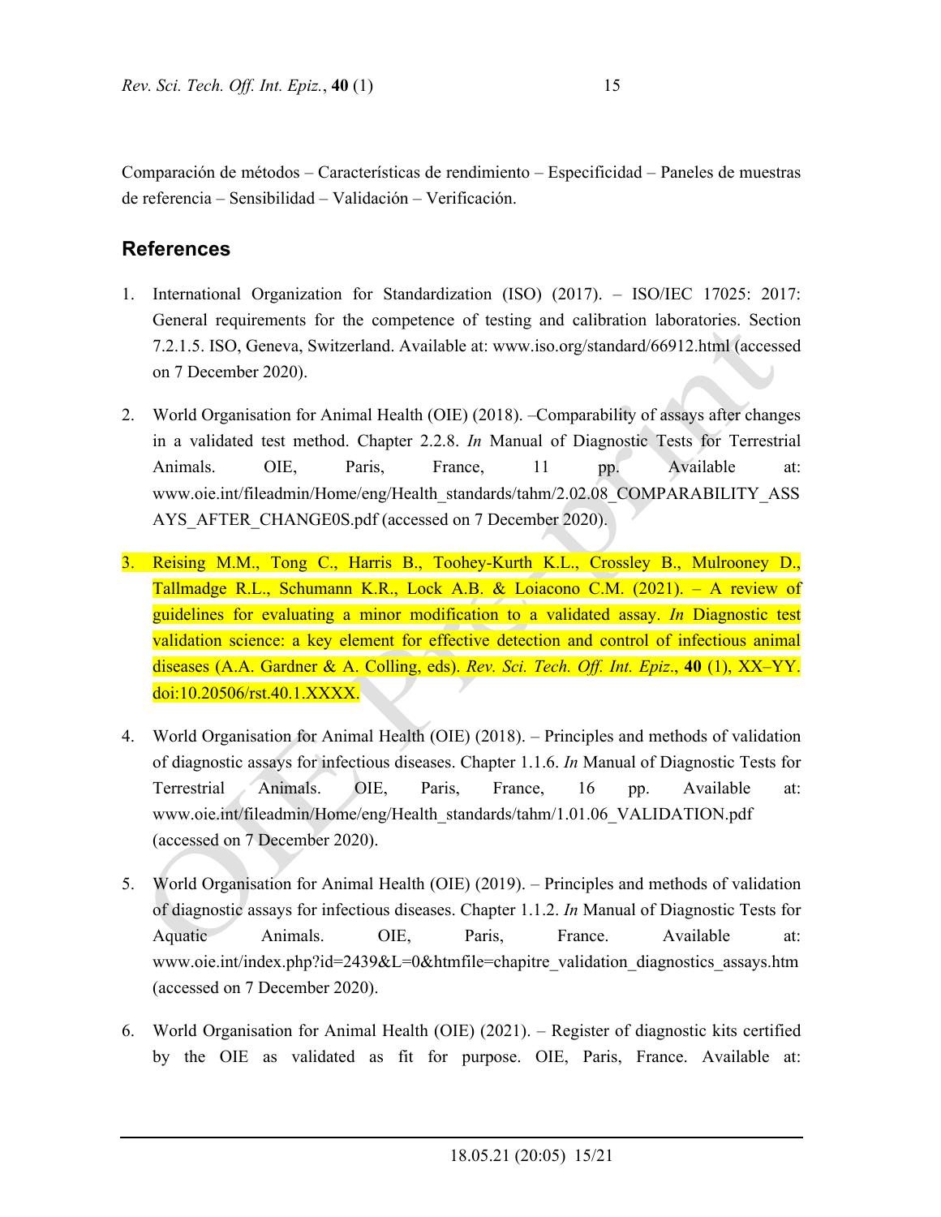Comparación de métodos – Características de rendimiento – Especificidad – Paneles de muestras de referencia – Sensibilidad – Validación – Verificación.

## References

1. International Organization for Standardization (ISO) (2017). – ISO/IEC 17025: 2017: General requirements for the competence of testing and calibration laboratories. Section 7.2.1.5. ISO, Geneva, Switzerland. Available at: www.iso.org/standard/66912.html (accessed on 7 December 2020).

2. World Organisation for Animal Health (OIE) (2018). –Comparability of assays after changes in a validated test method. Chapter 2.2.8. *In* Manual of Diagnostic Tests for Terrestrial Animals. OIE, Paris, France, 11 pp. Available at: www.oie.int/fileadmin/Home/eng/Health_standards/tahm/2.02.08_COMPARABILITY_ASSAYS_AFTER_CHANGE0S.pdf (accessed on 7 December 2020).

3. Reising M.M., Tong C., Harris B., Toohey-Kurth K.L., Crossley B., Mulrooney D., Tallmadge R.L., Schumann K.R., Lock A.B. & Loiacono C.M. (2021). – A review of guidelines for evaluating a minor modification to a validated assay. *In* Diagnostic test validation science: a key element for effective detection and control of infectious animal diseases (A.A. Gardner & A. Colling, eds). *Rev. Sci. Tech. Off. Int. Epiz.*, **40** (1), XX–YY. doi:10.20506/rst.40.1.XXXX.

4. World Organisation for Animal Health (OIE) (2018). – Principles and methods of validation of diagnostic assays for infectious diseases. Chapter 1.1.6. *In* Manual of Diagnostic Tests for Terrestrial Animals. OIE, Paris, France, 16 pp. Available at: www.oie.int/fileadmin/Home/eng/Health_standards/tahm/1.01.06_VALIDATION.pdf (accessed on 7 December 2020).

5. World Organisation for Animal Health (OIE) (2019). – Principles and methods of validation of diagnostic assays for infectious diseases. Chapter 1.1.2. *In* Manual of Diagnostic Tests for Aquatic Animals. OIE, Paris, France. Available at: www.oie.int/index.php?id=2439&L=0&htmfile=chapitre_validation_diagnostics_assays.htm (accessed on 7 December 2020).

6. World Organisation for Animal Health (OIE) (2021). – Register of diagnostic kits certified by the OIE as validated as fit for purpose. OIE, Paris, France. Available at: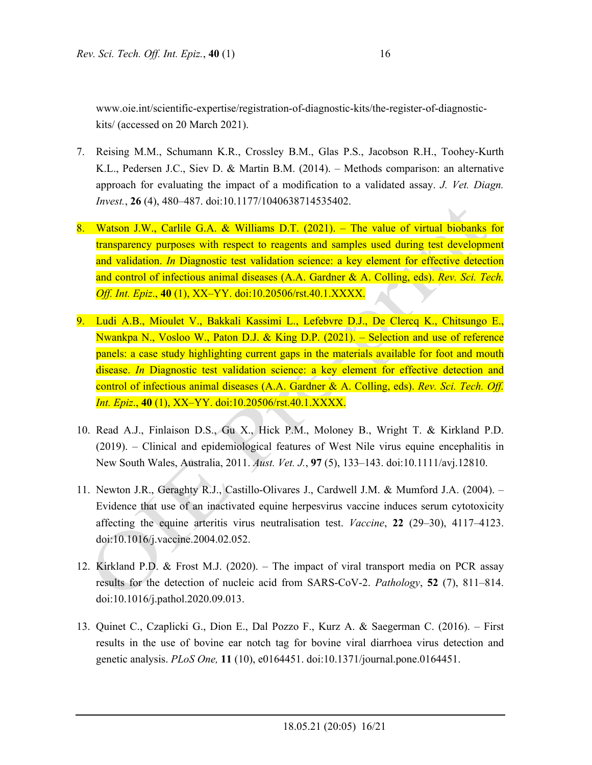www.oie.int/scientific-expertise/registration-of-diagnostic-kits/the-register-of-diagnostic-kits/ (accessed on 20 March 2021).

7. Reising M.M., Schumann K.R., Crossley B.M., Glas P.S., Jacobson R.H., Toohey-Kurth K.L., Pedersen J.C., Siev D. & Martin B.M. (2014). – Methods comparison: an alternative approach for evaluating the impact of a modification to a validated assay. *J. Vet. Diagn. Invest.*, **26** (4), 480–487. doi:10.1177/1040638714535402.

8. Watson J.W., Carlile G.A. & Williams D.T. (2021). – The value of virtual biobanks for transparency purposes with respect to reagents and samples used during test development and validation. *In* Diagnostic test validation science: a key element for effective detection and control of infectious animal diseases (A.A. Gardner & A. Colling, eds). *Rev. Sci. Tech. Off. Int. Epiz.*, **40** (1), XX–YY. doi:10.20506/rst.40.1.XXXX.

9. Ludi A.B., Mioulet V., Bakkali Kassimi L., Lefebvre D.J., De Clercq K., Chitsungo E., Nwankpa N., Vosloo W., Paton D.J. & King D.P. (2021). – Selection and use of reference panels: a case study highlighting current gaps in the materials available for foot and mouth disease. *In* Diagnostic test validation science: a key element for effective detection and control of infectious animal diseases (A.A. Gardner & A. Colling, eds). *Rev. Sci. Tech. Off. Int. Epiz.*, **40** (1), XX–YY. doi:10.20506/rst.40.1.XXXX.

10. Read A.J., Finlaison D.S., Gu X., Hick P.M., Moloney B., Wright T. & Kirkland P.D. (2019). – Clinical and epidemiological features of West Nile virus equine encephalitis in New South Wales, Australia, 2011. *Aust. Vet. J.*, **97** (5), 133–143. doi:10.1111/avj.12810.

11. Newton J.R., Geraghty R.J., Castillo-Olivares J., Cardwell J.M. & Mumford J.A. (2004). – Evidence that use of an inactivated equine herpesvirus vaccine induces serum cytotoxicity affecting the equine arteritis virus neutralisation test. *Vaccine*, **22** (29–30), 4117–4123. doi:10.1016/j.vaccine.2004.02.052.

12. Kirkland P.D. & Frost M.J. (2020). – The impact of viral transport media on PCR assay results for the detection of nucleic acid from SARS-CoV-2. *Pathology*, **52** (7), 811–814. doi:10.1016/j.pathol.2020.09.013.

13. Quinet C., Czaplicki G., Dion E., Dal Pozzo F., Kurz A. & Saegerman C. (2016). – First results in the use of bovine ear notch tag for bovine viral diarrhoea virus detection and genetic analysis. *PLoS One,* **11** (10), e0164451. doi:10.1371/journal.pone.0164451.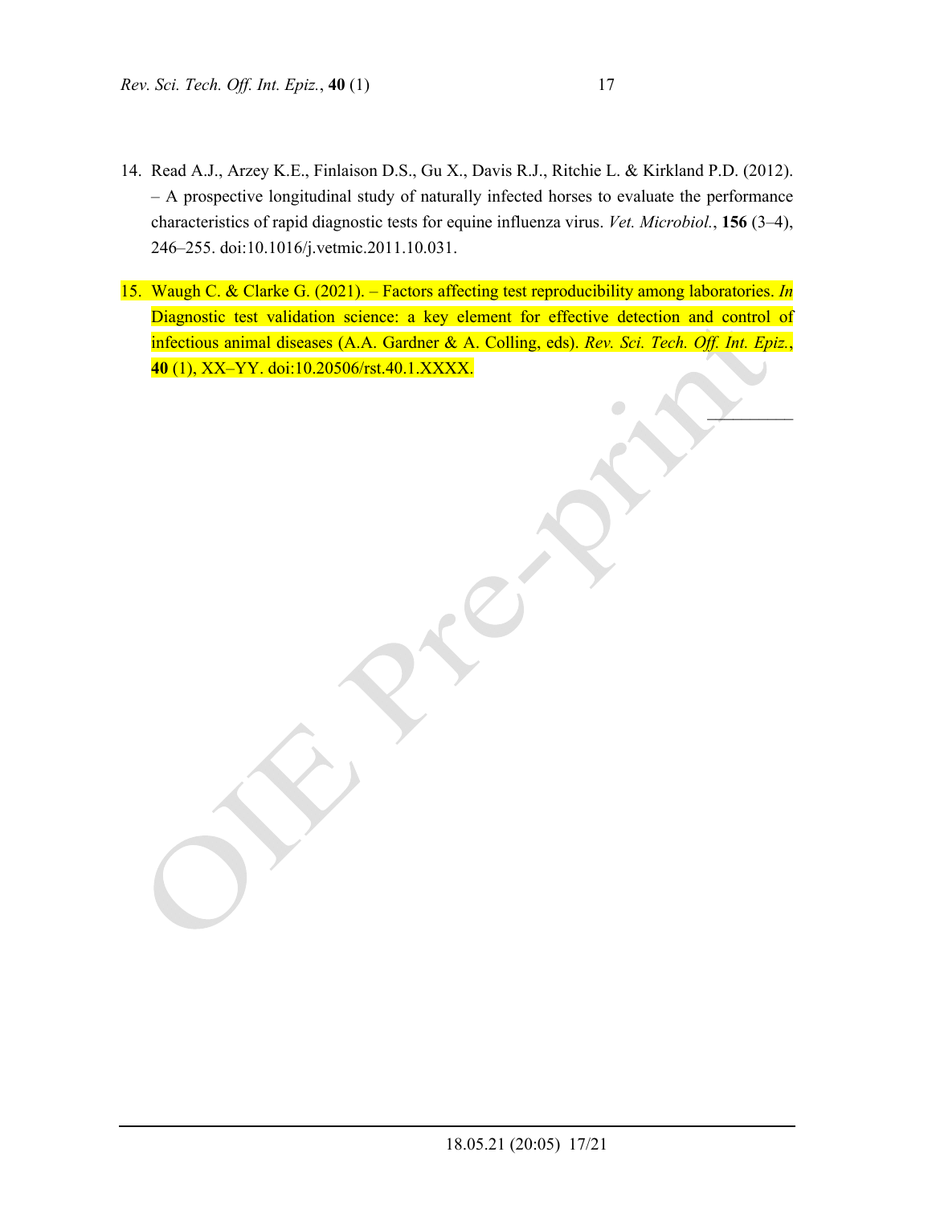14. Read A.J., Arzey K.E., Finlaison D.S., Gu X., Davis R.J., Ritchie L. & Kirkland P.D. (2012). – A prospective longitudinal study of naturally infected horses to evaluate the performance characteristics of rapid diagnostic tests for equine influenza virus. *Vet. Microbiol.*, **156** (3–4), 246–255. doi:10.1016/j.vetmic.2011.10.031.

15. Waugh C. & Clarke G. (2021). – Factors affecting test reproducibility among laboratories. *In* Diagnostic test validation science: a key element for effective detection and control of infectious animal diseases (A.A. Gardner & A. Colling, eds). *Rev. Sci. Tech. Off. Int. Epiz.*, **40** (1), XX–YY. doi:10.20506/rst.40.1.XXXX.

\_\_\_\_\_\_\_\_\_\_\_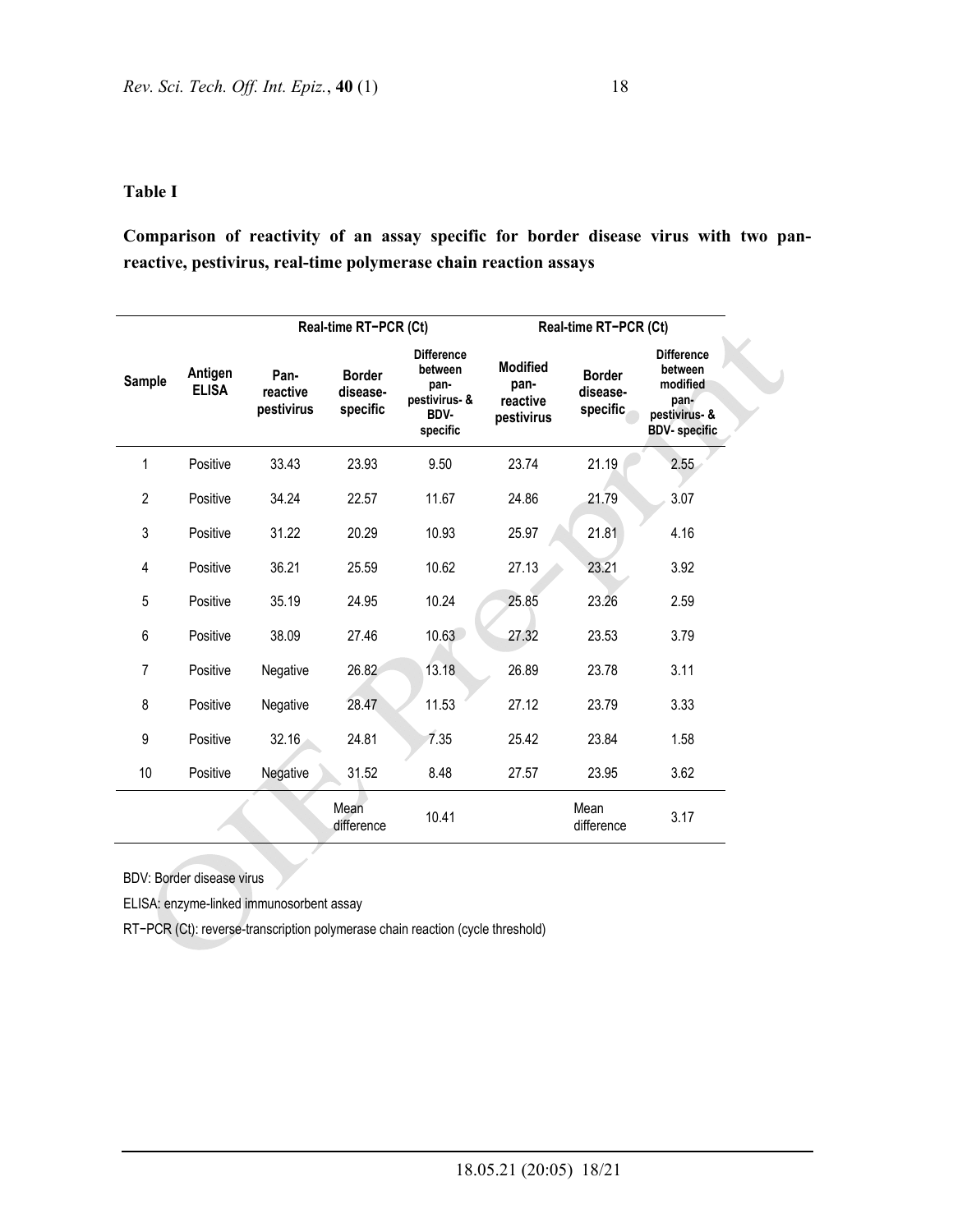**Table I**

**Comparison of reactivity of an assay specific for border disease virus with two pan-reactive, pestivirus, real-time polymerase chain reaction assays**

| | | Real-time RT−PCR (Ct) | | | Real-time RT−PCR (Ct) | | |
|---|---|---|---|---|---|---|---|
| **Sample** | **Antigen ELISA** | **Pan-reactive pestivirus** | **Border disease-specific** | **Difference between pan-pestivirus- & BDV-specific** | **Modified pan-reactive pestivirus** | **Border disease-specific** | **Difference between modified pan-pestivirus- & BDV- specific** |
| 1 | Positive | 33.43 | 23.93 | 9.50 | 23.74 | 21.19 | 2.55 |
| 2 | Positive | 34.24 | 22.57 | 11.67 | 24.86 | 21.79 | 3.07 |
| 3 | Positive | 31.22 | 20.29 | 10.93 | 25.97 | 21.81 | 4.16 |
| 4 | Positive | 36.21 | 25.59 | 10.62 | 27.13 | 23.21 | 3.92 |
| 5 | Positive | 35.19 | 24.95 | 10.24 | 25.85 | 23.26 | 2.59 |
| 6 | Positive | 38.09 | 27.46 | 10.63 | 27.32 | 23.53 | 3.79 |
| 7 | Positive | Negative | 26.82 | 13.18 | 26.89 | 23.78 | 3.11 |
| 8 | Positive | Negative | 28.47 | 11.53 | 27.12 | 23.79 | 3.33 |
| 9 | Positive | 32.16 | 24.81 | 7.35 | 25.42 | 23.84 | 1.58 |
| 10 | Positive | Negative | 31.52 | 8.48 | 27.57 | 23.95 | 3.62 |
| | | | Mean difference | 10.41 | | Mean difference | 3.17 |

BDV: Border disease virus

ELISA: enzyme-linked immunosorbent assay

RT−PCR (Ct): reverse-transcription polymerase chain reaction (cycle threshold)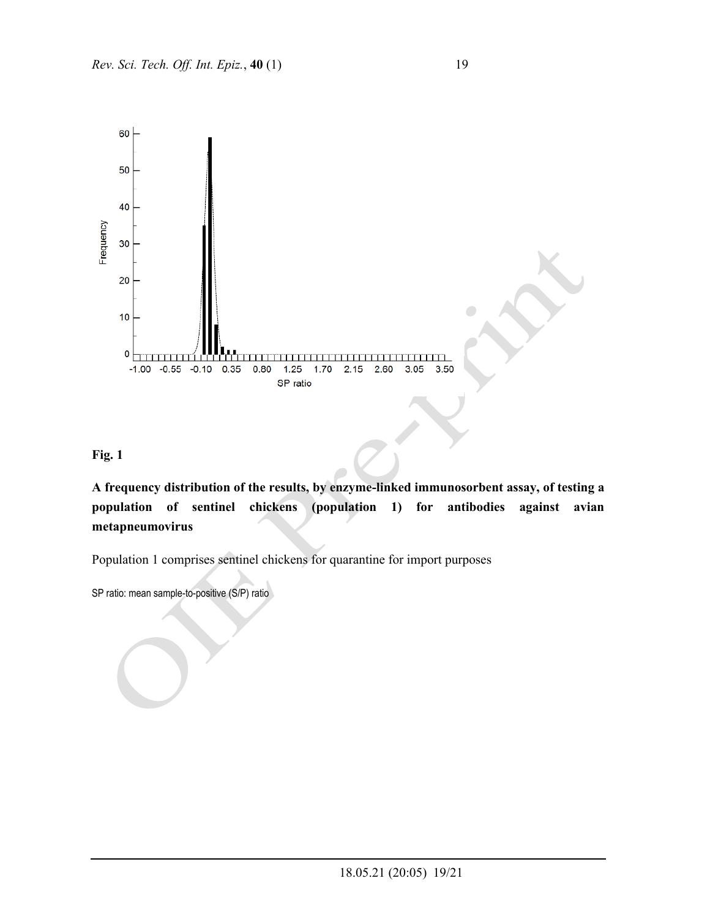**Fig. 1**

**A frequency distribution of the results, by enzyme-linked immunosorbent assay, of testing a population of sentinel chickens (population 1) for antibodies against avian metapneumovirus**

Population 1 comprises sentinel chickens for quarantine for import purposes

SP ratio: mean sample-to-positive (S/P) ratio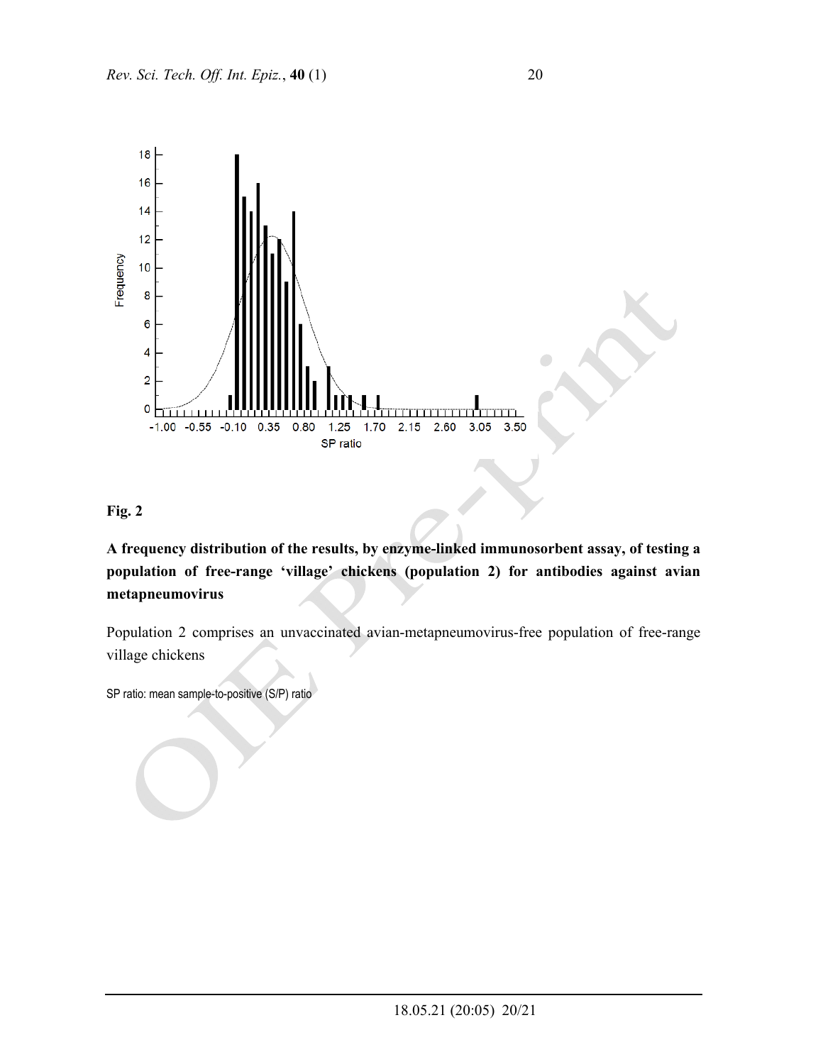**Fig. 2**

**A frequency distribution of the results, by enzyme-linked immunosorbent assay, of testing a population of free-range 'village' chickens (population 2) for antibodies against avian metapneumovirus**

Population 2 comprises an unvaccinated avian-metapneumovirus-free population of free-range village chickens

SP ratio: mean sample-to-positive (S/P) ratio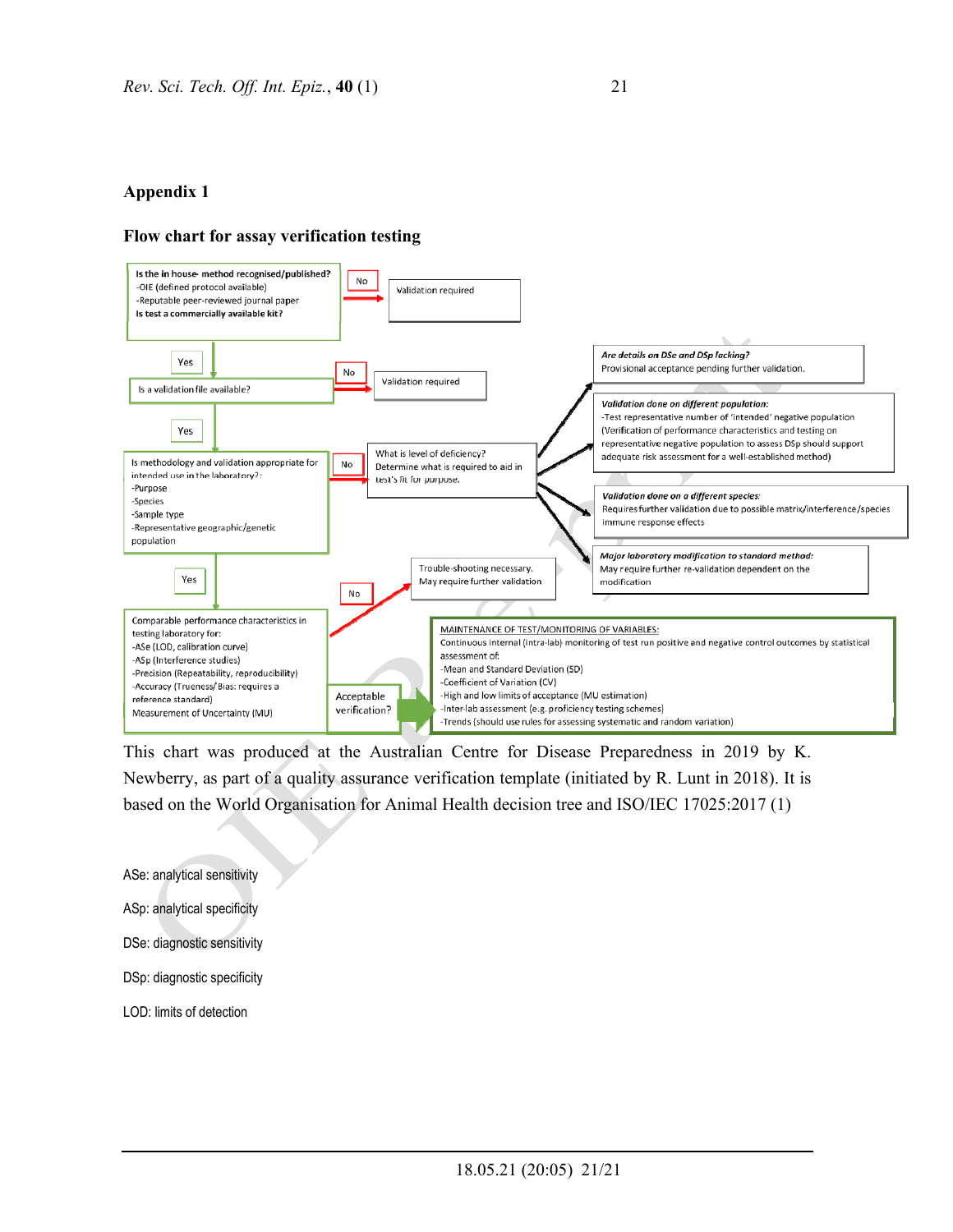## Appendix 1

### Flow chart for assay verification testing

Is the in house- method recognised/published?
-OIE (defined protocol available)
-Reputable peer-reviewed journal paper
Is test a commercially available kit?

No

Validation required

Yes

Is a validation file available?

No

Validation required

Yes

Is methodology and validation appropriate for intended use in the laboratory?:
-Purpose
-Species
-Sample type
-Representative geographic/genetic population

No

What is level of deficiency?
Determine what is required to aid in test's fit for purpose.

*Are details on DSe and DSp lacking?*
Provisional acceptance pending further validation.

*Validation done on different population:*
-Test representative number of 'intended' negative population
(Verification of performance characteristics and testing on representative negative population to assess DSp should support adequate risk assessment for a well-established method)

*Validation done on a different species:*
Requires further validation due to possible matrix/interference/species immune response effects

*Major laboratory modification to standard method:*
May require further re-validation dependent on the modification

Yes

Comparable performance characteristics in testing laboratory for:
-ASe (LOD, calibration curve)
-ASp (Interference studies)
-Precision (Repeatability, reproducibility)
-Accuracy (Trueness/ Bias: requires a reference standard)
Measurement of Uncertainty (MU)

No

Trouble-shooting necessary.
May require further validation

Acceptable verification?

MAINTENANCE OF TEST/MONITORING OF VARIABLES:
Continuous internal (intra-lab) monitoring of test run positive and negative control outcomes by statistical assessment of:
-Mean and Standard Deviation (SD)
-Coefficient of Variation (CV)
-High and low limits of acceptance (MU estimation)
-Inter-lab assessment (e.g. proficiency testing schemes)
-Trends (should use rules for assessing systematic and random variation)

This chart was produced at the Australian Centre for Disease Preparedness in 2019 by K. Newberry, as part of a quality assurance verification template (initiated by R. Lunt in 2018). It is based on the World Organisation for Animal Health decision tree and ISO/IEC 17025:2017 (1)

ASe: analytical sensitivity

ASp: analytical specificity

DSe: diagnostic sensitivity

DSp: diagnostic specificity

LOD: limits of detection